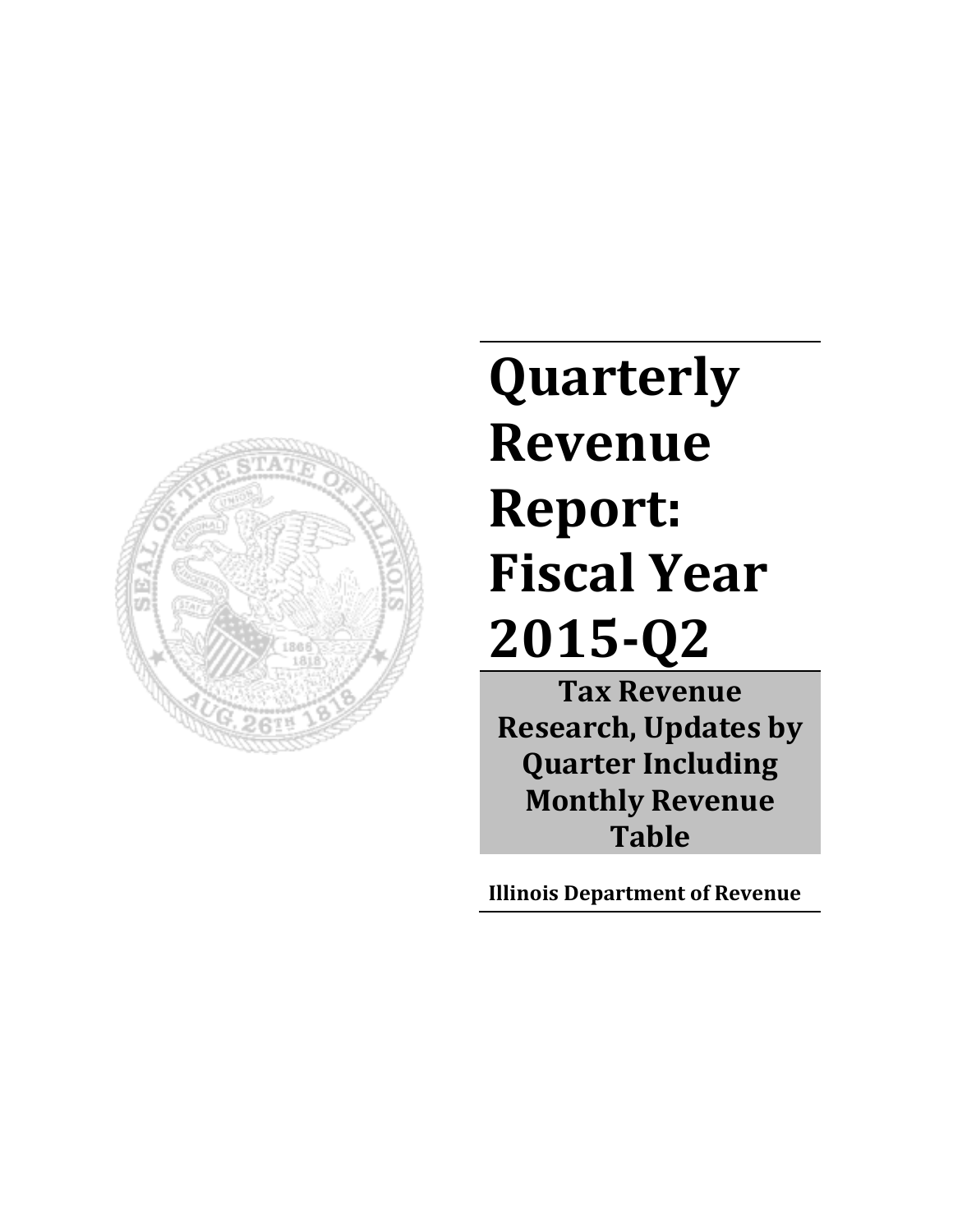# Quarterly Revenue Report: Fiscal Year 2015-Q2

**Tax Revenue Research, Updates by Quarter Including Monthly Revenue Table**

**Illinois Department of Revenue**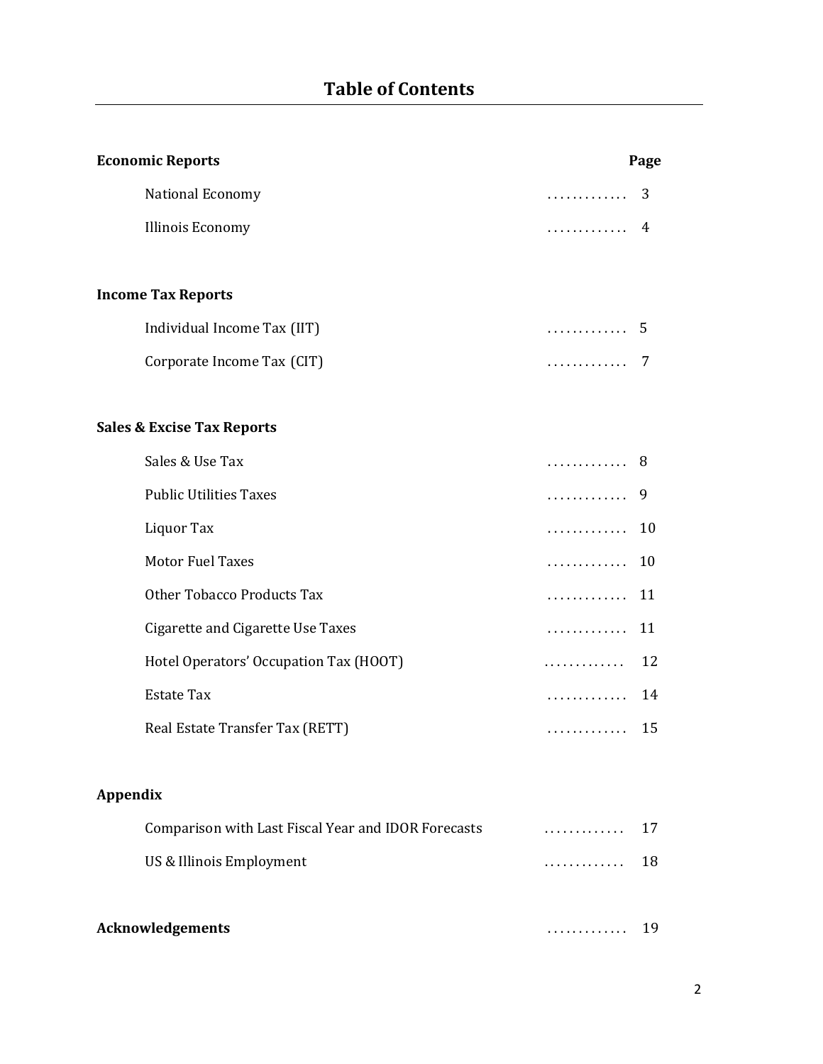# Table of Contents

| **Economic Reports** | **Page** |
|---|---|
| National Economy | 3 |
| Illinois Economy | 4 |
| **Income Tax Reports** | |
| Individual Income Tax (IIT) | 5 |
| Corporate Income Tax (CIT) | 7 |
| **Sales & Excise Tax Reports** | |
| Sales & Use Tax | 8 |
| Public Utilities Taxes | 9 |
| Liquor Tax | 10 |
| Motor Fuel Taxes | 10 |
| Other Tobacco Products Tax | 11 |
| Cigarette and Cigarette Use Taxes | 11 |
| Hotel Operators' Occupation Tax (HOOT) | 12 |
| Estate Tax | 14 |
| Real Estate Transfer Tax (RETT) | 15 |
| **Appendix** | |
| Comparison with Last Fiscal Year and IDOR Forecasts | 17 |
| US & Illinois Employment | 18 |
| **Acknowledgements** | 19 |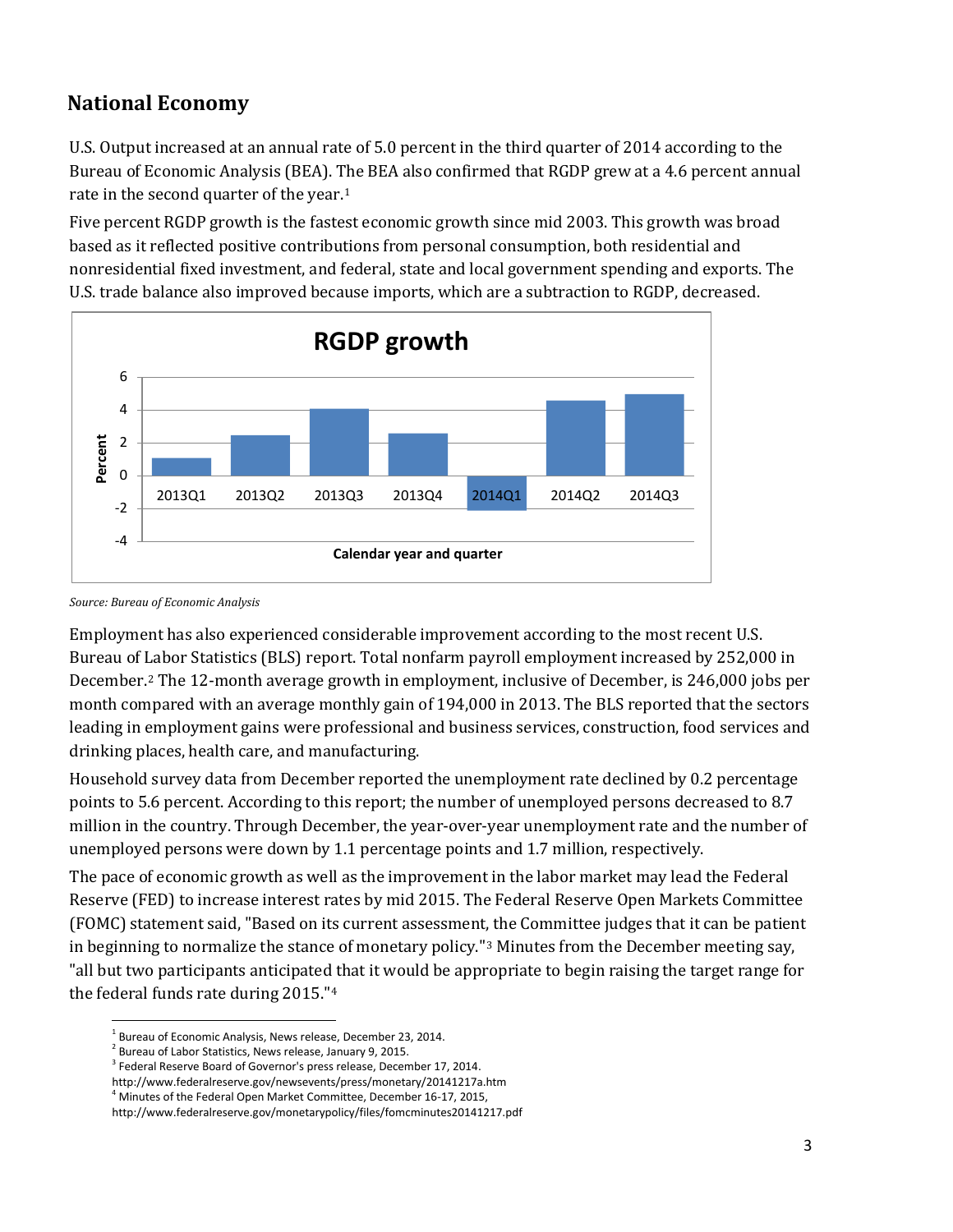## National Economy

U.S. Output increased at an annual rate of 5.0 percent in the third quarter of 2014 according to the Bureau of Economic Analysis (BEA). The BEA also confirmed that RGDP grew at a 4.6 percent annual rate in the second quarter of the year.[1]

Five percent RGDP growth is the fastest economic growth since mid 2003. This growth was broad based as it reflected positive contributions from personal consumption, both residential and nonresidential fixed investment, and federal, state and local government spending and exports. The U.S. trade balance also improved because imports, which are a subtraction to RGDP, decreased.

*Source: Bureau of Economic Analysis*

Employment has also experienced considerable improvement according to the most recent U.S. Bureau of Labor Statistics (BLS) report. Total nonfarm payroll employment increased by 252,000 in December.[2] The 12-month average growth in employment, inclusive of December, is 246,000 jobs per month compared with an average monthly gain of 194,000 in 2013. The BLS reported that the sectors leading in employment gains were professional and business services, construction, food services and drinking places, health care, and manufacturing.

Household survey data from December reported the unemployment rate declined by 0.2 percentage points to 5.6 percent. According to this report; the number of unemployed persons decreased to 8.7 million in the country. Through December, the year-over-year unemployment rate and the number of unemployed persons were down by 1.1 percentage points and 1.7 million, respectively.

The pace of economic growth as well as the improvement in the labor market may lead the Federal Reserve (FED) to increase interest rates by mid 2015. The Federal Reserve Open Markets Committee (FOMC) statement said, "Based on its current assessment, the Committee judges that it can be patient in beginning to normalize the stance of monetary policy."[3] Minutes from the December meeting say, "all but two participants anticipated that it would be appropriate to begin raising the target range for the federal funds rate during 2015."[4]

---

[1] Bureau of Economic Analysis, News release, December 23, 2014.

[2] Bureau of Labor Statistics, News release, January 9, 2015.

[3] Federal Reserve Board of Governor's press release, December 17, 2014. http://www.federalreserve.gov/newsevents/press/monetary/20141217a.htm

[4] Minutes of the Federal Open Market Committee, December 16-17, 2015, http://www.federalreserve.gov/monetarypolicy/files/fomcminutes20141217.pdf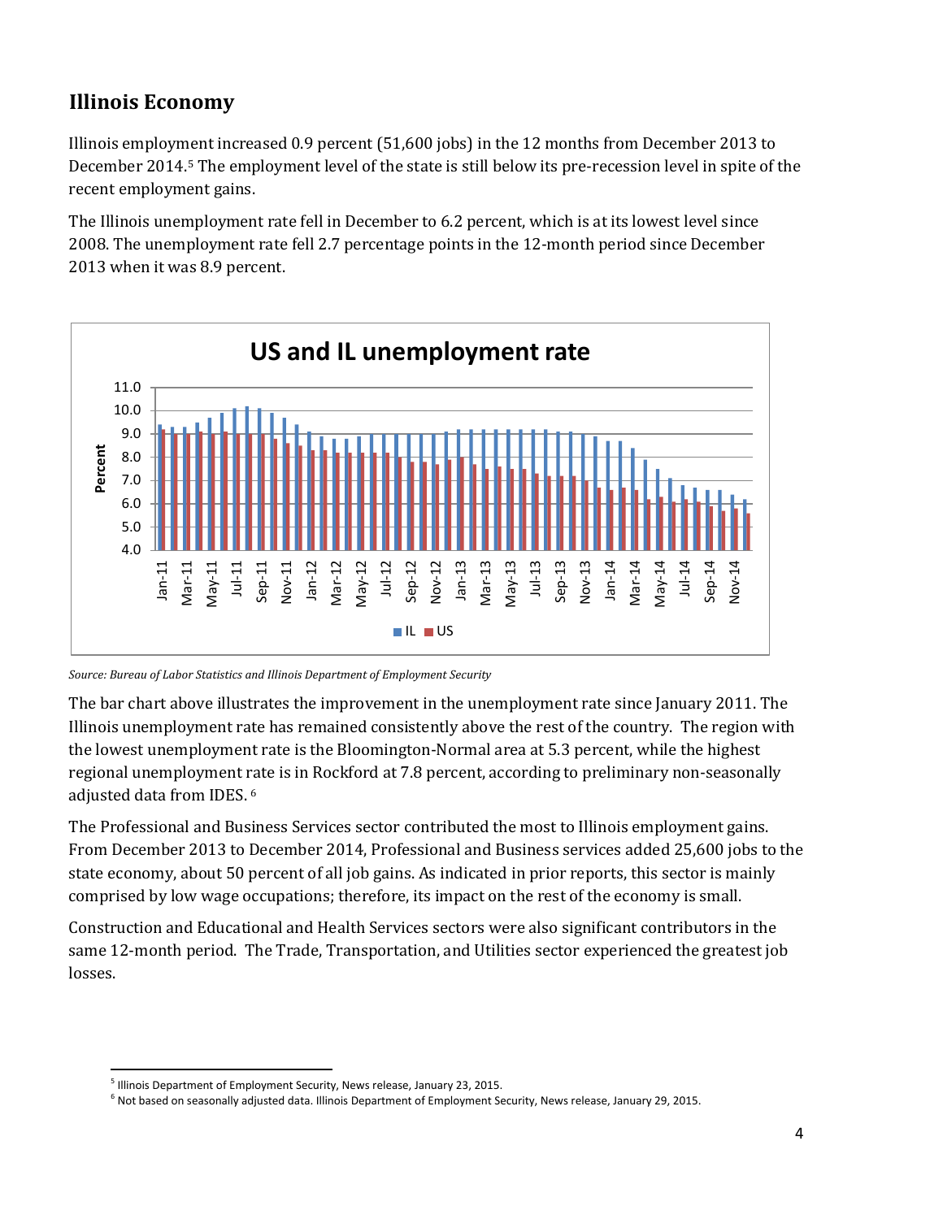## Illinois Economy

Illinois employment increased 0.9 percent (51,600 jobs) in the 12 months from December 2013 to December 2014.[5] The employment level of the state is still below its pre-recession level in spite of the recent employment gains.

The Illinois unemployment rate fell in December to 6.2 percent, which is at its lowest level since 2008. The unemployment rate fell 2.7 percentage points in the 12-month period since December 2013 when it was 8.9 percent.

*Source: Bureau of Labor Statistics and Illinois Department of Employment Security*

The bar chart above illustrates the improvement in the unemployment rate since January 2011. The Illinois unemployment rate has remained consistently above the rest of the country. The region with the lowest unemployment rate is the Bloomington-Normal area at 5.3 percent, while the highest regional unemployment rate is in Rockford at 7.8 percent, according to preliminary non-seasonally adjusted data from IDES.[6]

The Professional and Business Services sector contributed the most to Illinois employment gains. From December 2013 to December 2014, Professional and Business services added 25,600 jobs to the state economy, about 50 percent of all job gains. As indicated in prior reports, this sector is mainly comprised by low wage occupations; therefore, its impact on the rest of the economy is small.

Construction and Educational and Health Services sectors were also significant contributors in the same 12-month period. The Trade, Transportation, and Utilities sector experienced the greatest job losses.

[5] Illinois Department of Employment Security, News release, January 23, 2015.

[6] Not based on seasonally adjusted data. Illinois Department of Employment Security, News release, January 29, 2015.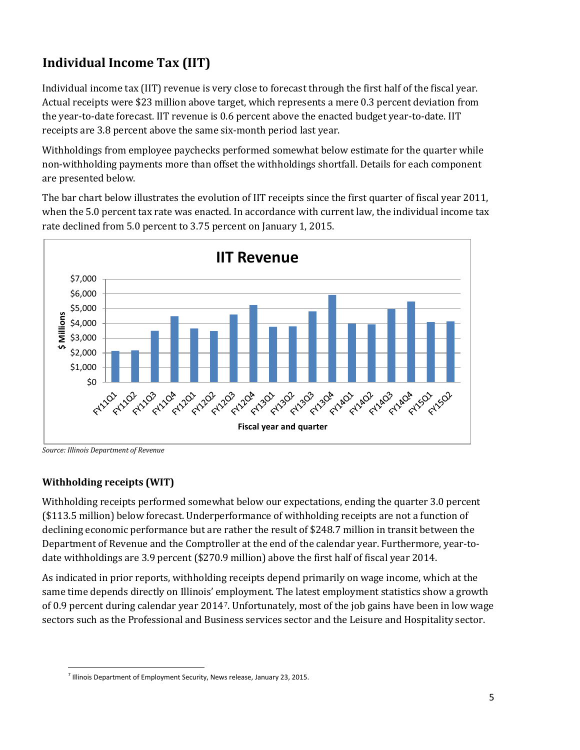## Individual Income Tax (IIT)

Individual income tax (IIT) revenue is very close to forecast through the first half of the fiscal year. Actual receipts were $23 million above target, which represents a mere 0.3 percent deviation from the year-to-date forecast. IIT revenue is 0.6 percent above the enacted budget year-to-date. IIT receipts are 3.8 percent above the same six-month period last year.

Withholdings from employee paychecks performed somewhat below estimate for the quarter while non-withholding payments more than offset the withholdings shortfall. Details for each component are presented below.

The bar chart below illustrates the evolution of IIT receipts since the first quarter of fiscal year 2011, when the 5.0 percent tax rate was enacted. In accordance with current law, the individual income tax rate declined from 5.0 percent to 3.75 percent on January 1, 2015.

*Source: Illinois Department of Revenue*

### Withholding receipts (WIT)

Withholding receipts performed somewhat below our expectations, ending the quarter 3.0 percent ($113.5 million) below forecast. Underperformance of withholding receipts are not a function of declining economic performance but are rather the result of $248.7 million in transit between the Department of Revenue and the Comptroller at the end of the calendar year. Furthermore, year-to-date withholdings are 3.9 percent ($270.9 million) above the first half of fiscal year 2014.

As indicated in prior reports, withholding receipts depend primarily on wage income, which at the same time depends directly on Illinois' employment. The latest employment statistics show a growth of 0.9 percent during calendar year 2014[7]. Unfortunately, most of the job gains have been in low wage sectors such as the Professional and Business services sector and the Leisure and Hospitality sector.

[7] Illinois Department of Employment Security, News release, January 23, 2015.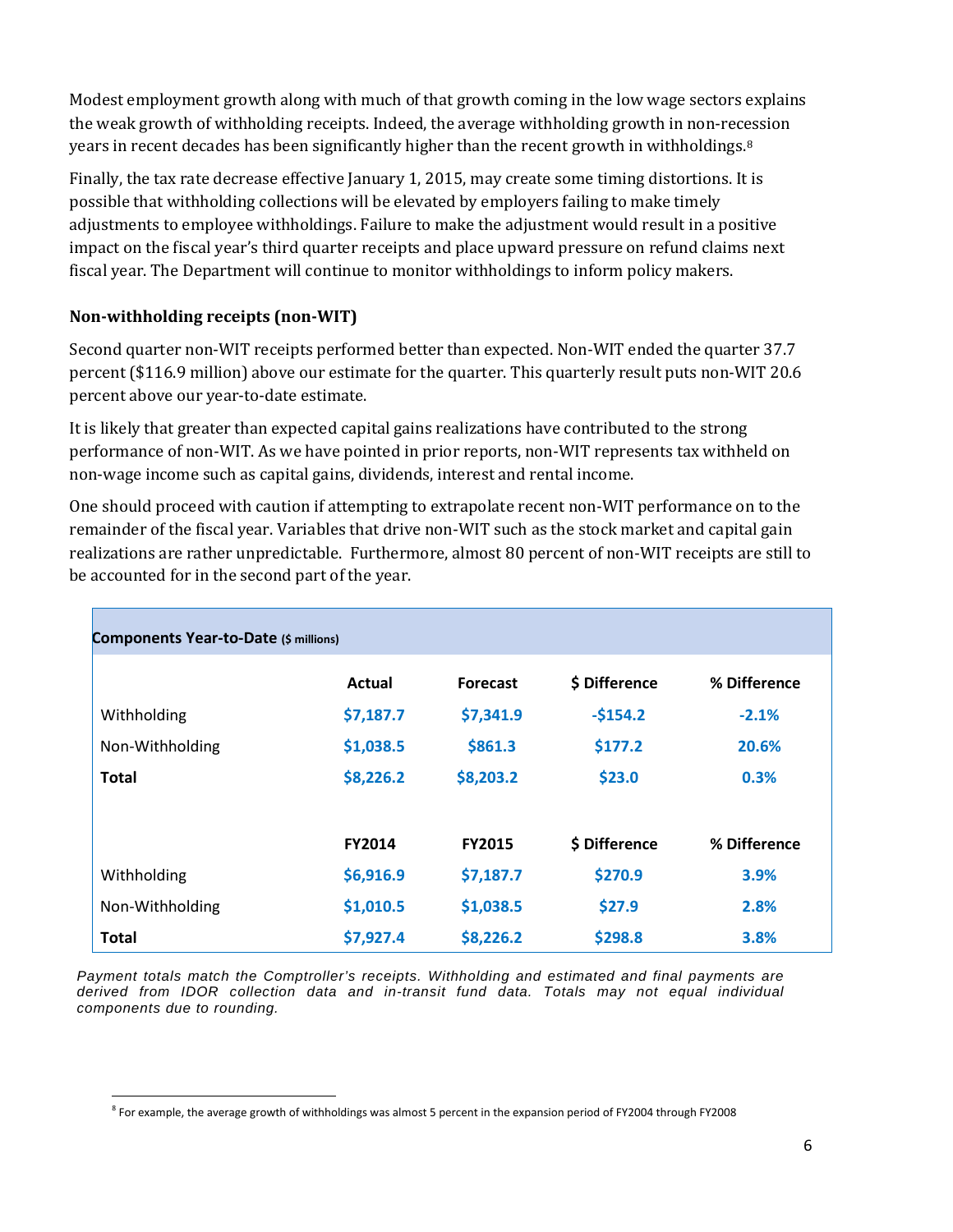Modest employment growth along with much of that growth coming in the low wage sectors explains the weak growth of withholding receipts. Indeed, the average withholding growth in non-recession years in recent decades has been significantly higher than the recent growth in withholdings.[8]

Finally, the tax rate decrease effective January 1, 2015, may create some timing distortions. It is possible that withholding collections will be elevated by employers failing to make timely adjustments to employee withholdings. Failure to make the adjustment would result in a positive impact on the fiscal year's third quarter receipts and place upward pressure on refund claims next fiscal year. The Department will continue to monitor withholdings to inform policy makers.

### Non-withholding receipts (non-WIT)

Second quarter non-WIT receipts performed better than expected. Non-WIT ended the quarter 37.7 percent ($116.9 million) above our estimate for the quarter. This quarterly result puts non-WIT 20.6 percent above our year-to-date estimate.

It is likely that greater than expected capital gains realizations have contributed to the strong performance of non-WIT. As we have pointed in prior reports, non-WIT represents tax withheld on non-wage income such as capital gains, dividends, interest and rental income.

One should proceed with caution if attempting to extrapolate recent non-WIT performance on to the remainder of the fiscal year. Variables that drive non-WIT such as the stock market and capital gain realizations are rather unpredictable. Furthermore, almost 80 percent of non-WIT receipts are still to be accounted for in the second part of the year.

**Components Year-to-Date** ($ millions)

| | Actual | Forecast | $ Difference | % Difference |
|---|---|---|---|---|
| Withholding | $7,187.7 | $7,341.9 | -$154.2 | -2.1% |
| Non-Withholding | $1,038.5 | $861.3 | $177.2 | 20.6% |
| **Total** | $8,226.2 | $8,203.2 | $23.0 | 0.3% |
| | | | | |
| | **FY2014** | **FY2015** | **$ Difference** | **% Difference** |
| Withholding | $6,916.9 | $7,187.7 | $270.9 | 3.9% |
| Non-Withholding | $1,010.5 | $1,038.5 | $27.9 | 2.8% |
| **Total** | $7,927.4 | $8,226.2 | $298.8 | 3.8% |

*Payment totals match the Comptroller's receipts. Withholding and estimated and final payments are derived from IDOR collection data and in-transit fund data. Totals may not equal individual components due to rounding.*

---

[8] For example, the average growth of withholdings was almost 5 percent in the expansion period of FY2004 through FY2008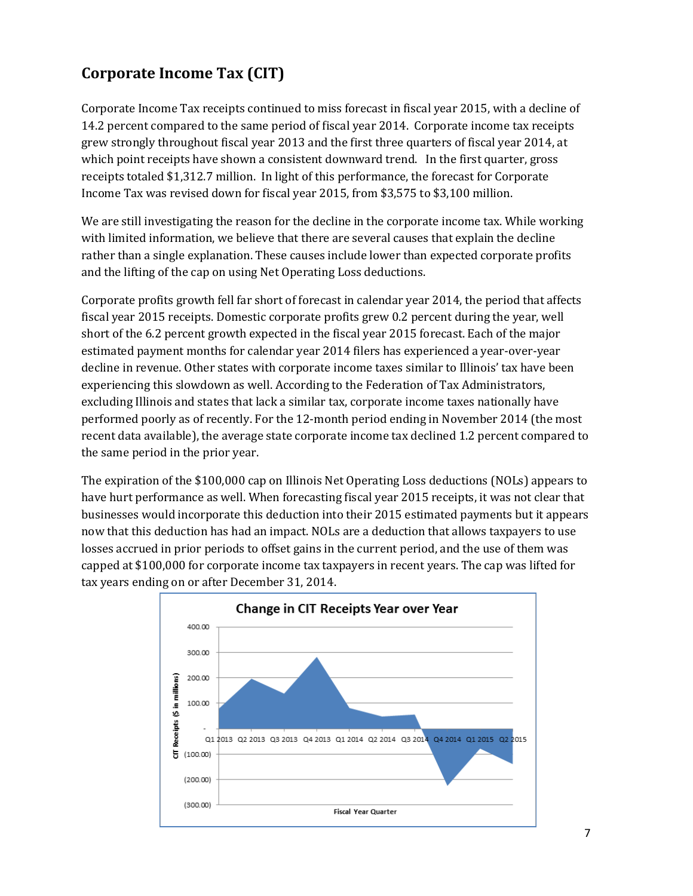## Corporate Income Tax (CIT)

Corporate Income Tax receipts continued to miss forecast in fiscal year 2015, with a decline of 14.2 percent compared to the same period of fiscal year 2014. Corporate income tax receipts grew strongly throughout fiscal year 2013 and the first three quarters of fiscal year 2014, at which point receipts have shown a consistent downward trend. In the first quarter, gross receipts totaled $1,312.7 million. In light of this performance, the forecast for Corporate Income Tax was revised down for fiscal year 2015, from $3,575 to $3,100 million.

We are still investigating the reason for the decline in the corporate income tax. While working with limited information, we believe that there are several causes that explain the decline rather than a single explanation. These causes include lower than expected corporate profits and the lifting of the cap on using Net Operating Loss deductions.

Corporate profits growth fell far short of forecast in calendar year 2014, the period that affects fiscal year 2015 receipts. Domestic corporate profits grew 0.2 percent during the year, well short of the 6.2 percent growth expected in the fiscal year 2015 forecast. Each of the major estimated payment months for calendar year 2014 filers has experienced a year-over-year decline in revenue. Other states with corporate income taxes similar to Illinois' tax have been experiencing this slowdown as well. According to the Federation of Tax Administrators, excluding Illinois and states that lack a similar tax, corporate income taxes nationally have performed poorly as of recently. For the 12-month period ending in November 2014 (the most recent data available), the average state corporate income tax declined 1.2 percent compared to the same period in the prior year.

The expiration of the $100,000 cap on Illinois Net Operating Loss deductions (NOLs) appears to have hurt performance as well. When forecasting fiscal year 2015 receipts, it was not clear that businesses would incorporate this deduction into their 2015 estimated payments but it appears now that this deduction has had an impact. NOLs are a deduction that allows taxpayers to use losses accrued in prior periods to offset gains in the current period, and the use of them was capped at $100,000 for corporate income tax taxpayers in recent years. The cap was lifted for tax years ending on or after December 31, 2014.

**Change in CIT Receipts Year over Year**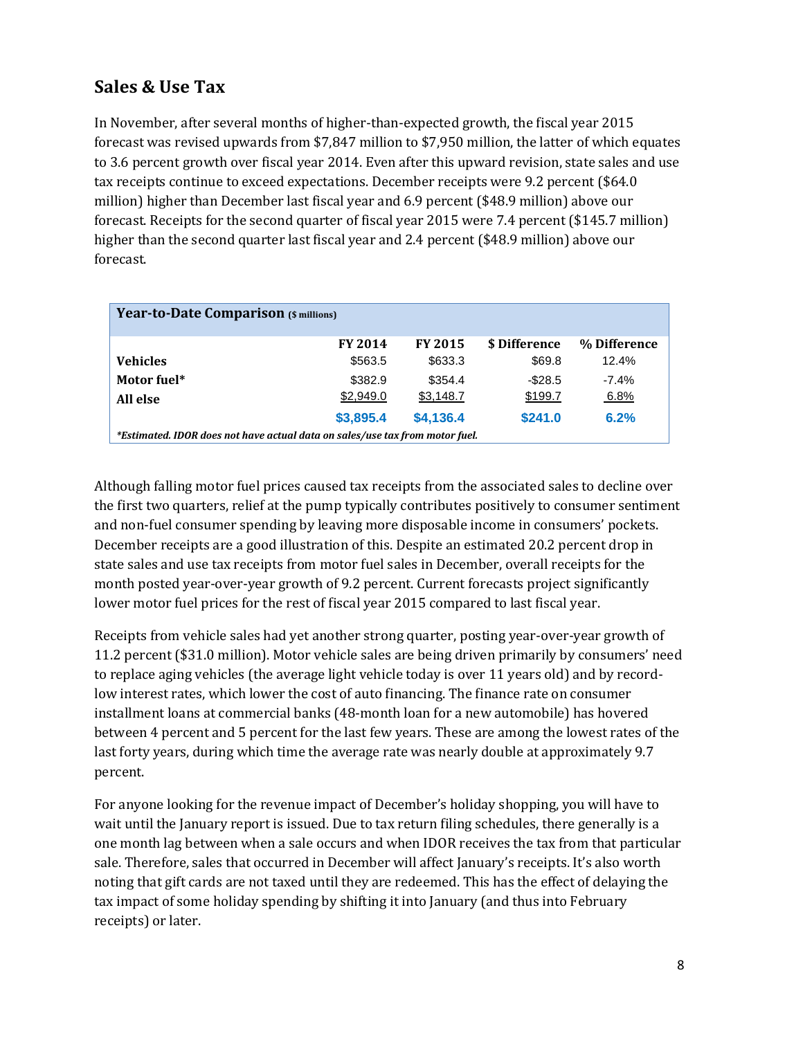## Sales & Use Tax

In November, after several months of higher-than-expected growth, the fiscal year 2015 forecast was revised upwards from $7,847 million to $7,950 million, the latter of which equates to 3.6 percent growth over fiscal year 2014. Even after this upward revision, state sales and use tax receipts continue to exceed expectations. December receipts were 9.2 percent ($64.0 million) higher than December last fiscal year and 6.9 percent ($48.9 million) above our forecast. Receipts for the second quarter of fiscal year 2015 were 7.4 percent ($145.7 million) higher than the second quarter last fiscal year and 2.4 percent ($48.9 million) above our forecast.

**Year-to-Date Comparison** ($ millions)

| | FY 2014 | FY 2015 | $ Difference | % Difference |
|---|---|---|---|---|
| **Vehicles** | $563.5 | $633.3 | $69.8 | 12.4% |
| **Motor fuel*** | $382.9 | $354.4 | -$28.5 | -7.4% |
| **All else** | $2,949.0 | $3,148.7 | $199.7 | 6.8% |
| | **$3,895.4** | **$4,136.4** | **$241.0** | **6.2%** |

*\*Estimated. IDOR does not have actual data on sales/use tax from motor fuel.*

Although falling motor fuel prices caused tax receipts from the associated sales to decline over the first two quarters, relief at the pump typically contributes positively to consumer sentiment and non-fuel consumer spending by leaving more disposable income in consumers' pockets. December receipts are a good illustration of this. Despite an estimated 20.2 percent drop in state sales and use tax receipts from motor fuel sales in December, overall receipts for the month posted year-over-year growth of 9.2 percent. Current forecasts project significantly lower motor fuel prices for the rest of fiscal year 2015 compared to last fiscal year.

Receipts from vehicle sales had yet another strong quarter, posting year-over-year growth of 11.2 percent ($31.0 million). Motor vehicle sales are being driven primarily by consumers' need to replace aging vehicles (the average light vehicle today is over 11 years old) and by record-low interest rates, which lower the cost of auto financing. The finance rate on consumer installment loans at commercial banks (48-month loan for a new automobile) has hovered between 4 percent and 5 percent for the last few years. These are among the lowest rates of the last forty years, during which time the average rate was nearly double at approximately 9.7 percent.

For anyone looking for the revenue impact of December's holiday shopping, you will have to wait until the January report is issued. Due to tax return filing schedules, there generally is a one month lag between when a sale occurs and when IDOR receives the tax from that particular sale. Therefore, sales that occurred in December will affect January's receipts. It's also worth noting that gift cards are not taxed until they are redeemed. This has the effect of delaying the tax impact of some holiday spending by shifting it into January (and thus into February receipts) or later.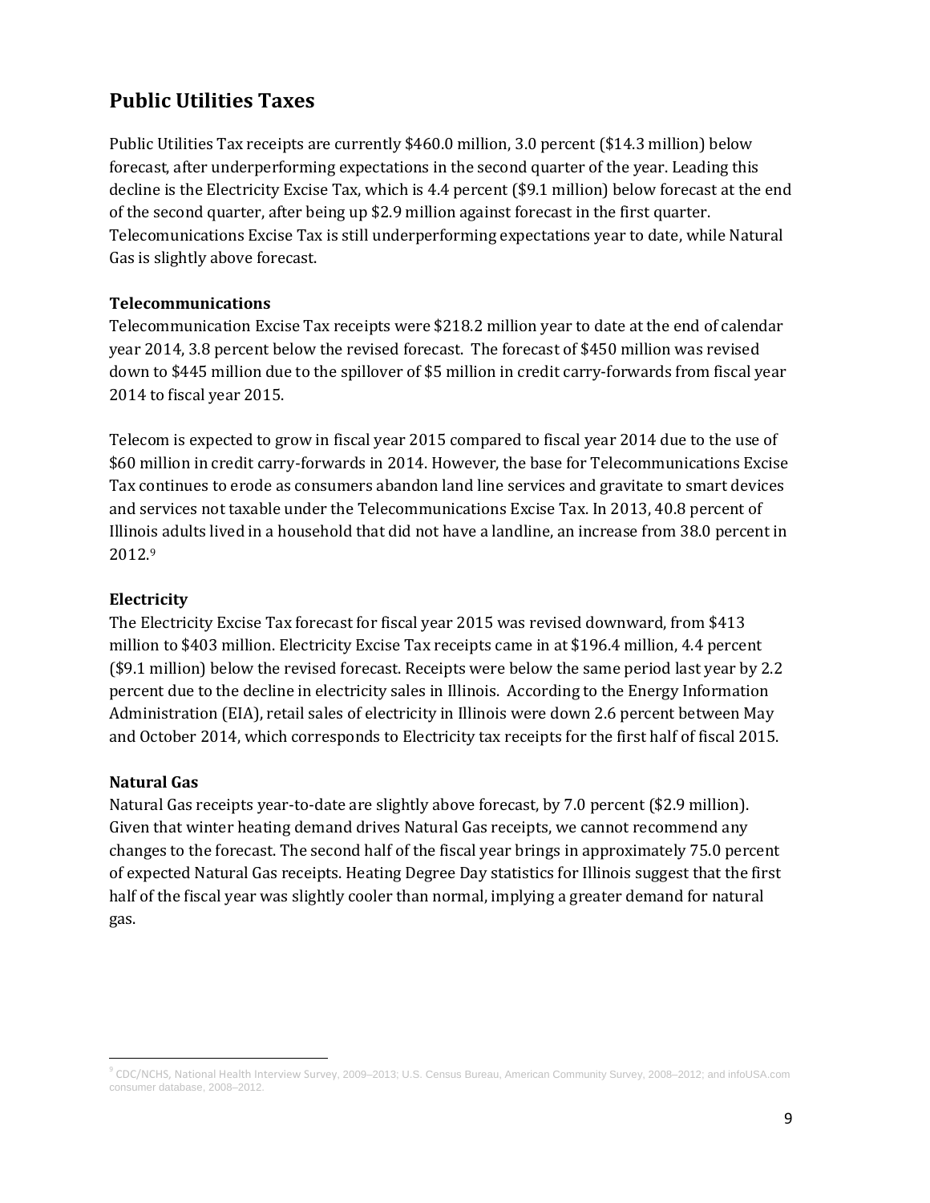## Public Utilities Taxes

Public Utilities Tax receipts are currently $460.0 million, 3.0 percent ($14.3 million) below forecast, after underperforming expectations in the second quarter of the year. Leading this decline is the Electricity Excise Tax, which is 4.4 percent ($9.1 million) below forecast at the end of the second quarter, after being up $2.9 million against forecast in the first quarter. Telecomunications Excise Tax is still underperforming expectations year to date, while Natural Gas is slightly above forecast.

### Telecommunications

Telecommunication Excise Tax receipts were $218.2 million year to date at the end of calendar year 2014, 3.8 percent below the revised forecast. The forecast of $450 million was revised down to $445 million due to the spillover of $5 million in credit carry-forwards from fiscal year 2014 to fiscal year 2015.

Telecom is expected to grow in fiscal year 2015 compared to fiscal year 2014 due to the use of $60 million in credit carry-forwards in 2014. However, the base for Telecommunications Excise Tax continues to erode as consumers abandon land line services and gravitate to smart devices and services not taxable under the Telecommunications Excise Tax. In 2013, 40.8 percent of Illinois adults lived in a household that did not have a landline, an increase from 38.0 percent in 2012.[9]

### Electricity

The Electricity Excise Tax forecast for fiscal year 2015 was revised downward, from $413 million to $403 million. Electricity Excise Tax receipts came in at $196.4 million, 4.4 percent ($9.1 million) below the revised forecast. Receipts were below the same period last year by 2.2 percent due to the decline in electricity sales in Illinois. According to the Energy Information Administration (EIA), retail sales of electricity in Illinois were down 2.6 percent between May and October 2014, which corresponds to Electricity tax receipts for the first half of fiscal 2015.

### Natural Gas

Natural Gas receipts year-to-date are slightly above forecast, by 7.0 percent ($2.9 million). Given that winter heating demand drives Natural Gas receipts, we cannot recommend any changes to the forecast. The second half of the fiscal year brings in approximately 75.0 percent of expected Natural Gas receipts. Heating Degree Day statistics for Illinois suggest that the first half of the fiscal year was slightly cooler than normal, implying a greater demand for natural gas.

---

[9] CDC/NCHS, National Health Interview Survey, 2009–2013; U.S. Census Bureau, American Community Survey, 2008–2012; and infoUSA.com consumer database, 2008–2012.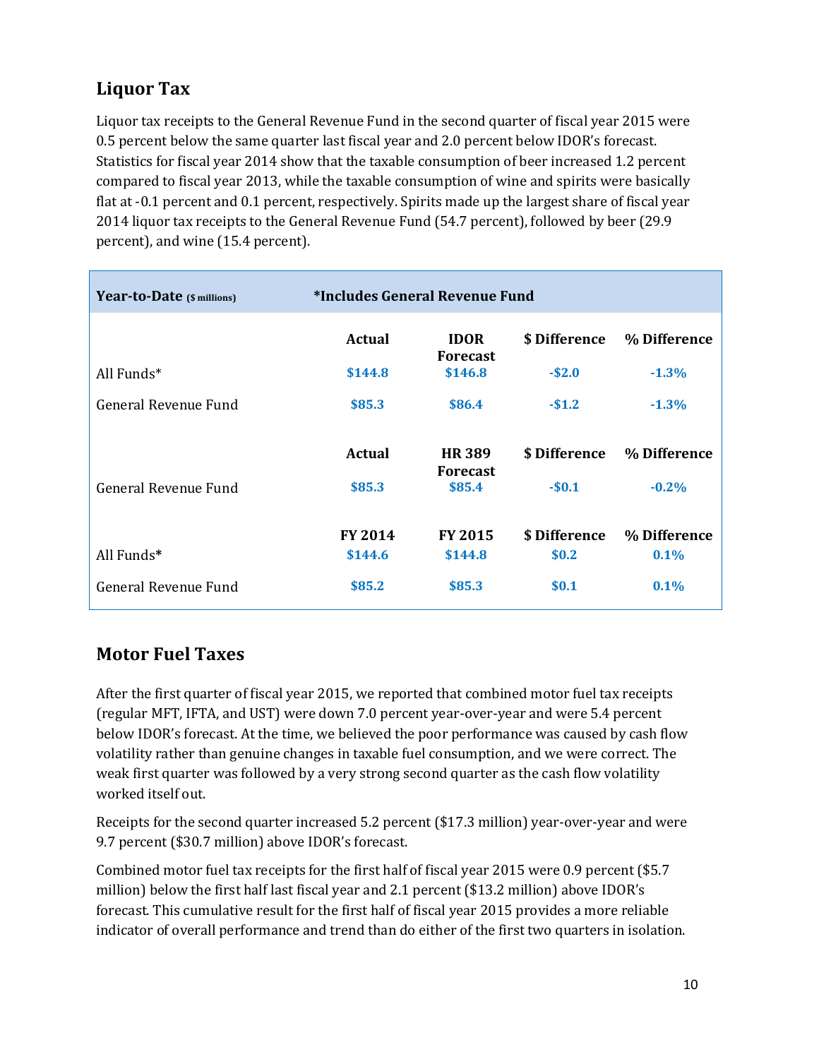## Liquor Tax

Liquor tax receipts to the General Revenue Fund in the second quarter of fiscal year 2015 were 0.5 percent below the same quarter last fiscal year and 2.0 percent below IDOR's forecast. Statistics for fiscal year 2014 show that the taxable consumption of beer increased 1.2 percent compared to fiscal year 2013, while the taxable consumption of wine and spirits were basically flat at -0.1 percent and 0.1 percent, respectively. Spirits made up the largest share of fiscal year 2014 liquor tax receipts to the General Revenue Fund (54.7 percent), followed by beer (29.9 percent), and wine (15.4 percent).

| Year-to-Date ($ millions) | *Includes General Revenue Fund | | | |
|---|---|---|---|---|
| | Actual | IDOR Forecast | $ Difference | % Difference |
| All Funds* | $144.8 | $146.8 | -$2.0 | -1.3% |
| General Revenue Fund | $85.3 | $86.4 | -$1.2 | -1.3% |
| | Actual | HR 389 Forecast | $ Difference | % Difference |
| General Revenue Fund | $85.3 | $85.4 | -$0.1 | -0.2% |
| | FY 2014 | FY 2015 | $ Difference | % Difference |
| All Funds* | $144.6 | $144.8 | $0.2 | 0.1% |
| General Revenue Fund | $85.2 | $85.3 | $0.1 | 0.1% |

## Motor Fuel Taxes

After the first quarter of fiscal year 2015, we reported that combined motor fuel tax receipts (regular MFT, IFTA, and UST) were down 7.0 percent year-over-year and were 5.4 percent below IDOR's forecast. At the time, we believed the poor performance was caused by cash flow volatility rather than genuine changes in taxable fuel consumption, and we were correct. The weak first quarter was followed by a very strong second quarter as the cash flow volatility worked itself out.

Receipts for the second quarter increased 5.2 percent ($17.3 million) year-over-year and were 9.7 percent ($30.7 million) above IDOR's forecast.

Combined motor fuel tax receipts for the first half of fiscal year 2015 were 0.9 percent ($5.7 million) below the first half last fiscal year and 2.1 percent ($13.2 million) above IDOR's forecast. This cumulative result for the first half of fiscal year 2015 provides a more reliable indicator of overall performance and trend than do either of the first two quarters in isolation.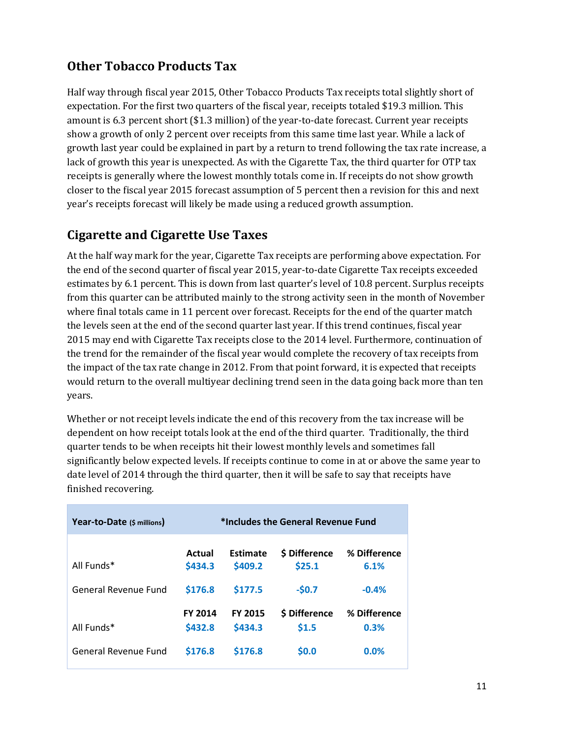## Other Tobacco Products Tax

Half way through fiscal year 2015, Other Tobacco Products Tax receipts total slightly short of expectation. For the first two quarters of the fiscal year, receipts totaled $19.3 million. This amount is 6.3 percent short ($1.3 million) of the year-to-date forecast. Current year receipts show a growth of only 2 percent over receipts from this same time last year. While a lack of growth last year could be explained in part by a return to trend following the tax rate increase, a lack of growth this year is unexpected. As with the Cigarette Tax, the third quarter for OTP tax receipts is generally where the lowest monthly totals come in. If receipts do not show growth closer to the fiscal year 2015 forecast assumption of 5 percent then a revision for this and next year's receipts forecast will likely be made using a reduced growth assumption.

## Cigarette and Cigarette Use Taxes

At the half way mark for the year, Cigarette Tax receipts are performing above expectation. For the end of the second quarter of fiscal year 2015, year-to-date Cigarette Tax receipts exceeded estimates by 6.1 percent. This is down from last quarter's level of 10.8 percent. Surplus receipts from this quarter can be attributed mainly to the strong activity seen in the month of November where final totals came in 11 percent over forecast. Receipts for the end of the quarter match the levels seen at the end of the second quarter last year. If this trend continues, fiscal year 2015 may end with Cigarette Tax receipts close to the 2014 level. Furthermore, continuation of the trend for the remainder of the fiscal year would complete the recovery of tax receipts from the impact of the tax rate change in 2012. From that point forward, it is expected that receipts would return to the overall multiyear declining trend seen in the data going back more than ten years.

Whether or not receipt levels indicate the end of this recovery from the tax increase will be dependent on how receipt totals look at the end of the third quarter. Traditionally, the third quarter tends to be when receipts hit their lowest monthly levels and sometimes fall significantly below expected levels. If receipts continue to come in at or above the same year to date level of 2014 through the third quarter, then it will be safe to say that receipts have finished recovering.

| Year-to-Date ($ millions) | *Includes the General Revenue Fund | | | |
|---|---|---|---|---|
| | **Actual** | **Estimate** | **$ Difference** | **% Difference** |
| All Funds* | $434.3 | $409.2 | $25.1 | 6.1% |
| General Revenue Fund | $176.8 | $177.5 | -$0.7 | -0.4% |
| | **FY 2014** | **FY 2015** | **$ Difference** | **% Difference** |
| All Funds* | $432.8 | $434.3 | $1.5 | 0.3% |
| General Revenue Fund | $176.8 | $176.8 | $0.0 | 0.0% |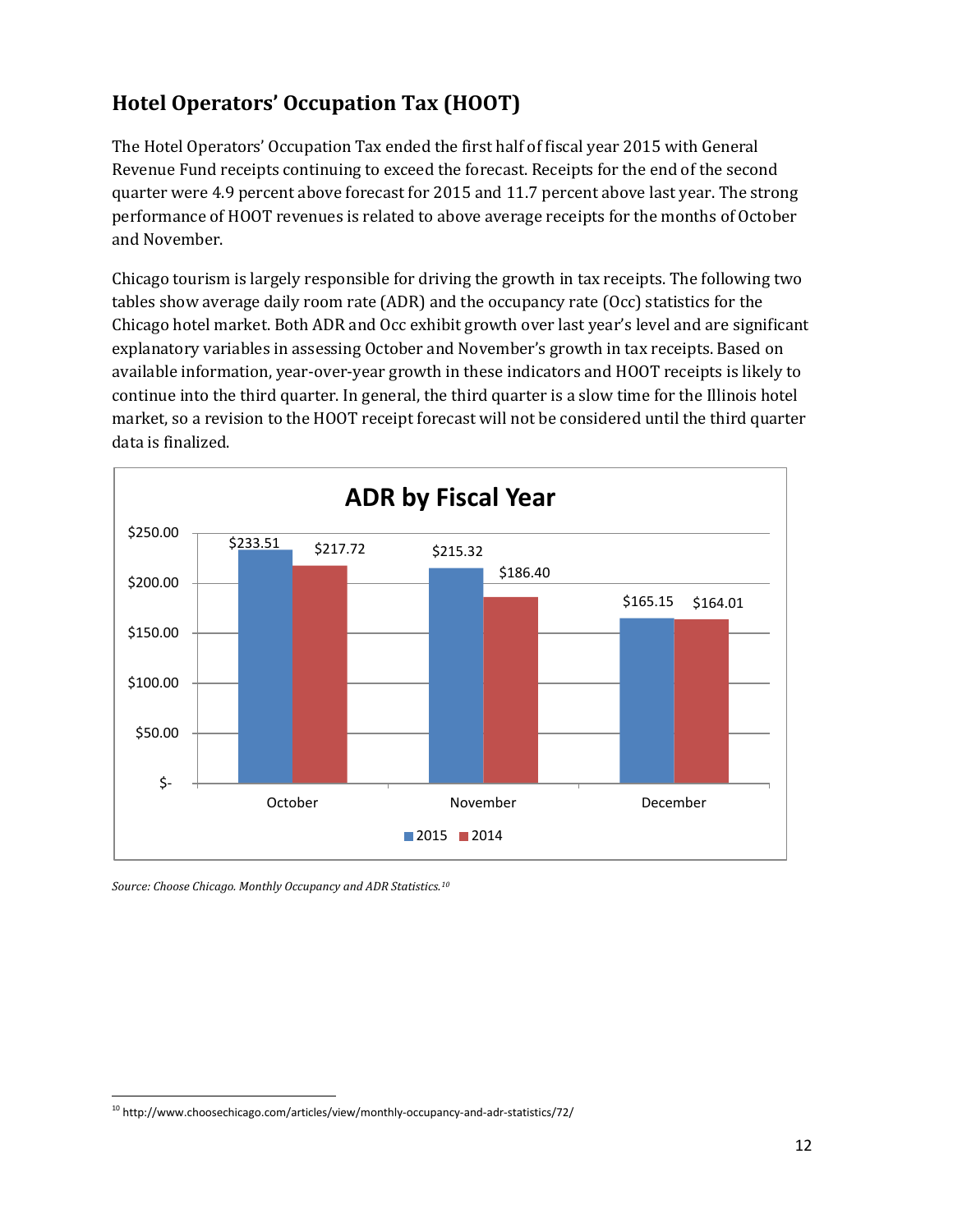## Hotel Operators' Occupation Tax (HOOT)

The Hotel Operators' Occupation Tax ended the first half of fiscal year 2015 with General Revenue Fund receipts continuing to exceed the forecast. Receipts for the end of the second quarter were 4.9 percent above forecast for 2015 and 11.7 percent above last year. The strong performance of HOOT revenues is related to above average receipts for the months of October and November.

Chicago tourism is largely responsible for driving the growth in tax receipts. The following two tables show average daily room rate (ADR) and the occupancy rate (Occ) statistics for the Chicago hotel market. Both ADR and Occ exhibit growth over last year's level and are significant explanatory variables in assessing October and November's growth in tax receipts. Based on available information, year-over-year growth in these indicators and HOOT receipts is likely to continue into the third quarter. In general, the third quarter is a slow time for the Illinois hotel market, so a revision to the HOOT receipt forecast will not be considered until the third quarter data is finalized.

**ADR by Fiscal Year**

| Month | 2015 | 2014 |
| --- | --- | --- |
| October | $233.51 | $217.72 |
| November | $215.32 | $186.40 |
| December | $165.15 | $164.01 |

*Source: Choose Chicago. Monthly Occupancy and ADR Statistics.*[10]

---

[10] http://www.choosechicago.com/articles/view/monthly-occupancy-and-adr-statistics/72/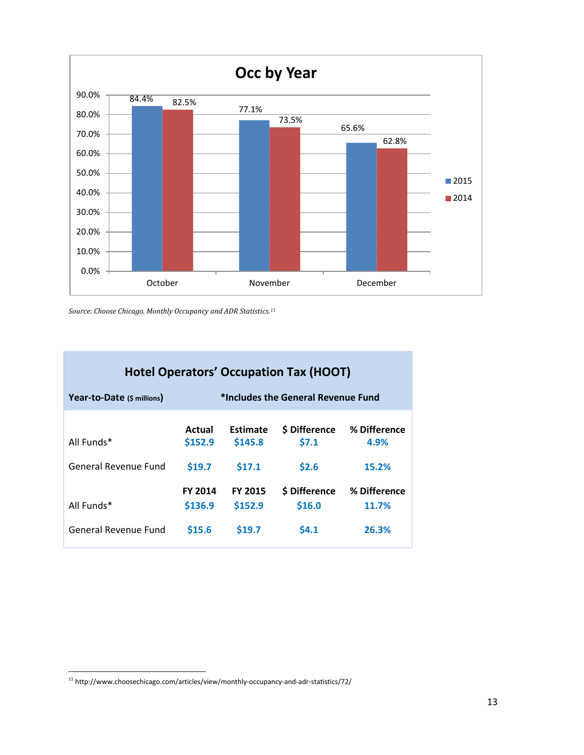## Occ by Year

| Month | 2015 | 2014 |
|---|---|---|
| October | 84.4% | 82.5% |
| November | 77.1% | 73.5% |
| December | 65.6% | 62.8% |

*Source: Choose Chicago. Monthly Occupancy and ADR Statistics.*[11]

### Hotel Operators' Occupation Tax (HOOT)

**Year-to-Date** ($ millions) — ***Includes the General Revenue Fund**

| | Actual | Estimate | $ Difference | % Difference |
|---|---|---|---|---|
| All Funds* | $152.9 | $145.8 | $7.1 | 4.9% |
| General Revenue Fund | $19.7 | $17.1 | $2.6 | 15.2% |

| | FY 2014 | FY 2015 | $ Difference | % Difference |
|---|---|---|---|---|
| All Funds* | $136.9 | $152.9 | $16.0 | 11.7% |
| General Revenue Fund | $15.6 | $19.7 | $4.1 | 26.3% |

[11] http://www.choosechicago.com/articles/view/monthly-occupancy-and-adr-statistics/72/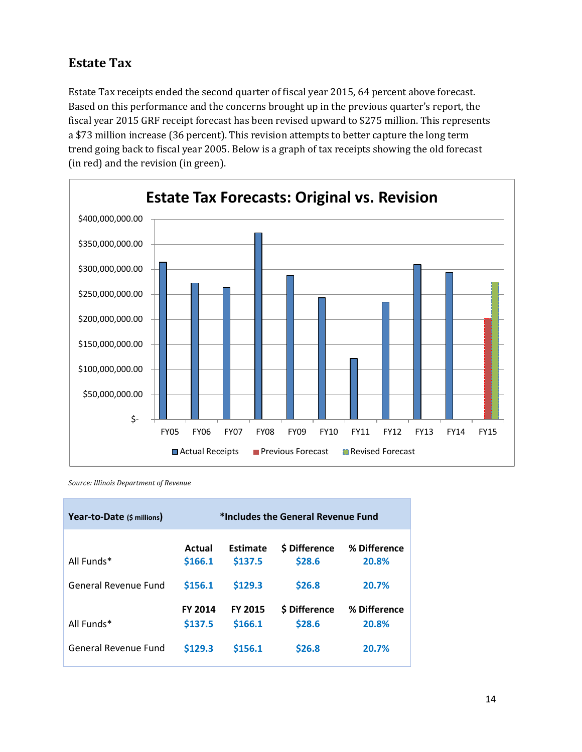## Estate Tax

Estate Tax receipts ended the second quarter of fiscal year 2015, 64 percent above forecast. Based on this performance and the concerns brought up in the previous quarter's report, the fiscal year 2015 GRF receipt forecast has been revised upward to $275 million. This represents a $73 million increase (36 percent). This revision attempts to better capture the long term trend going back to fiscal year 2005. Below is a graph of tax receipts showing the old forecast (in red) and the revision (in green).

**Estate Tax Forecasts: Original vs. Revision**

*Source: Illinois Department of Revenue*

| **Year-to-Date** (\$ millions) | *Includes the General Revenue Fund | | | |
|---|---|---|---|---|
| | **Actual** | **Estimate** | **\$ Difference** | **% Difference** |
| All Funds* | \$166.1 | \$137.5 | \$28.6 | 20.8% |
| General Revenue Fund | \$156.1 | \$129.3 | \$26.8 | 20.7% |
| | **FY 2014** | **FY 2015** | **\$ Difference** | **% Difference** |
| All Funds* | \$137.5 | \$166.1 | \$28.6 | 20.8% |
| General Revenue Fund | \$129.3 | \$156.1 | \$26.8 | 20.7% |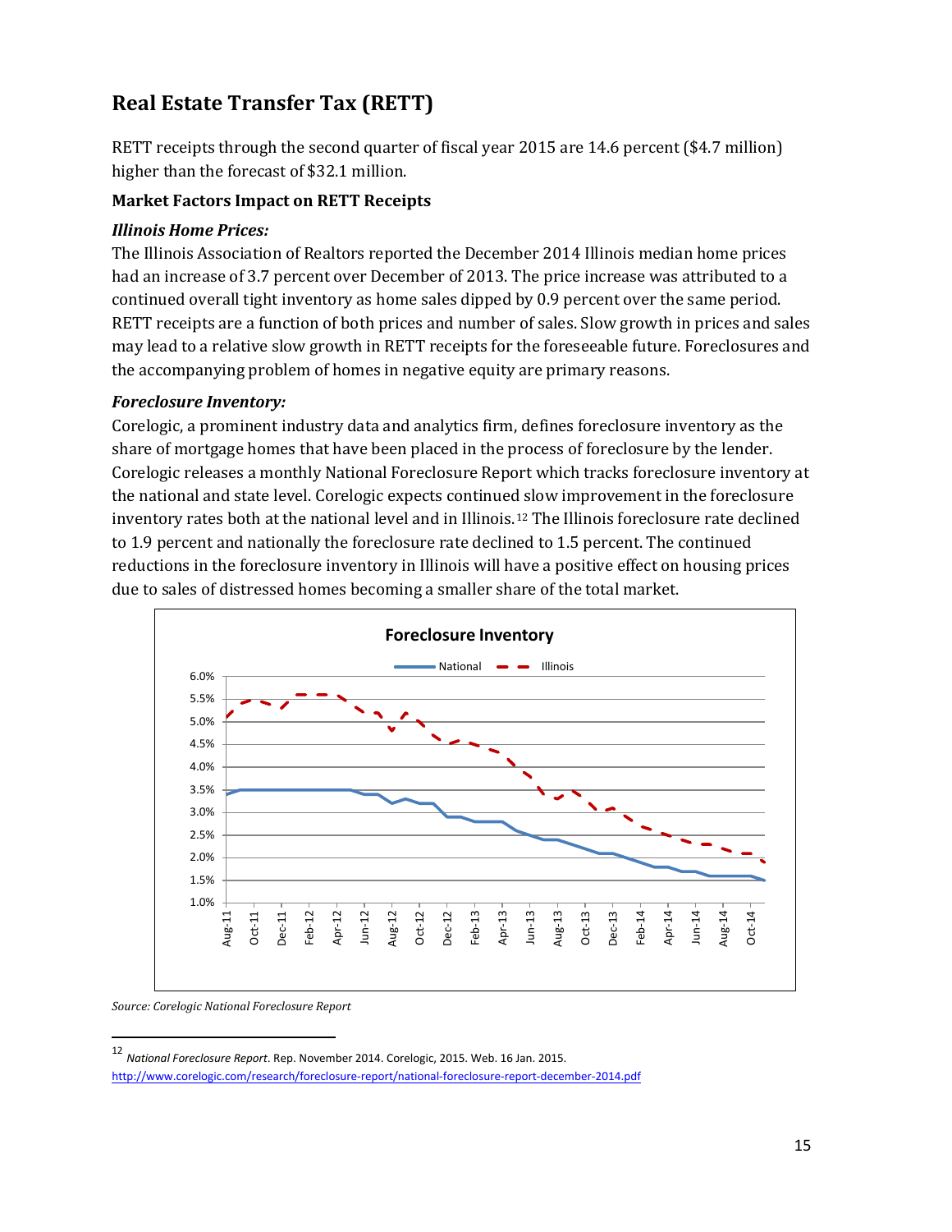## Real Estate Transfer Tax (RETT)

RETT receipts through the second quarter of fiscal year 2015 are 14.6 percent ($4.7 million) higher than the forecast of $32.1 million.

### Market Factors Impact on RETT Receipts

***Illinois Home Prices:***

The Illinois Association of Realtors reported the December 2014 Illinois median home prices had an increase of 3.7 percent over December of 2013. The price increase was attributed to a continued overall tight inventory as home sales dipped by 0.9 percent over the same period. RETT receipts are a function of both prices and number of sales. Slow growth in prices and sales may lead to a relative slow growth in RETT receipts for the foreseeable future. Foreclosures and the accompanying problem of homes in negative equity are primary reasons.

***Foreclosure Inventory:***

Corelogic, a prominent industry data and analytics firm, defines foreclosure inventory as the share of mortgage homes that have been placed in the process of foreclosure by the lender. Corelogic releases a monthly National Foreclosure Report which tracks foreclosure inventory at the national and state level. Corelogic expects continued slow improvement in the foreclosure inventory rates both at the national level and in Illinois.[12] The Illinois foreclosure rate declined to 1.9 percent and nationally the foreclosure rate declined to 1.5 percent. The continued reductions in the foreclosure inventory in Illinois will have a positive effect on housing prices due to sales of distressed homes becoming a smaller share of the total market.

**Foreclosure Inventory**

National — Illinois

*Source: Corelogic National Foreclosure Report*

---

[12] *National Foreclosure Report*. Rep. November 2014. Corelogic, 2015. Web. 16 Jan. 2015. http://www.corelogic.com/research/foreclosure-report/national-foreclosure-report-december-2014.pdf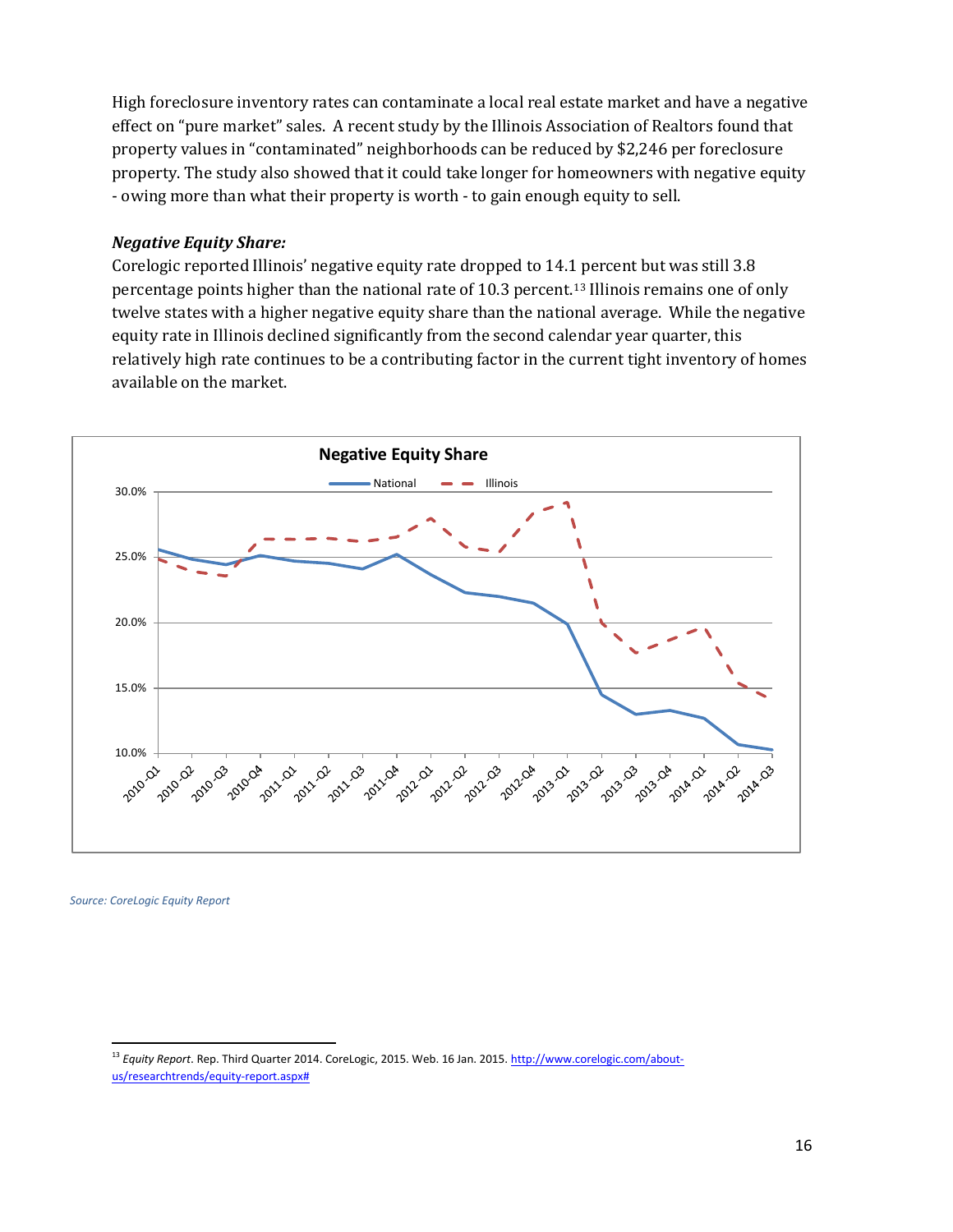High foreclosure inventory rates can contaminate a local real estate market and have a negative effect on "pure market" sales. A recent study by the Illinois Association of Realtors found that property values in "contaminated" neighborhoods can be reduced by $2,246 per foreclosure property. The study also showed that it could take longer for homeowners with negative equity - owing more than what their property is worth - to gain enough equity to sell.

***Negative Equity Share:***

Corelogic reported Illinois' negative equity rate dropped to 14.1 percent but was still 3.8 percentage points higher than the national rate of 10.3 percent.[13] Illinois remains one of only twelve states with a higher negative equity share than the national average. While the negative equity rate in Illinois declined significantly from the second calendar year quarter, this relatively high rate continues to be a contributing factor in the current tight inventory of homes available on the market.

**Negative Equity Share**

Legend: National (solid line), Illinois (dashed line)

Y-axis: 10.0%, 15.0%, 20.0%, 25.0%, 30.0%

X-axis: 2010-Q1, 2010-Q2, 2010-Q3, 2010-Q4, 2011-Q1, 2011-Q2, 2011-Q3, 2011-Q4, 2012-Q1, 2012-Q2, 2012-Q3, 2012-Q4, 2013-Q1, 2013-Q2, 2013-Q3, 2013-Q4, 2014-Q1, 2014-Q2, 2014-Q3

*Source: CoreLogic Equity Report*

[13] *Equity Report*. Rep. Third Quarter 2014. CoreLogic, 2015. Web. 16 Jan. 2015. http://www.corelogic.com/about-us/researchtrends/equity-report.aspx#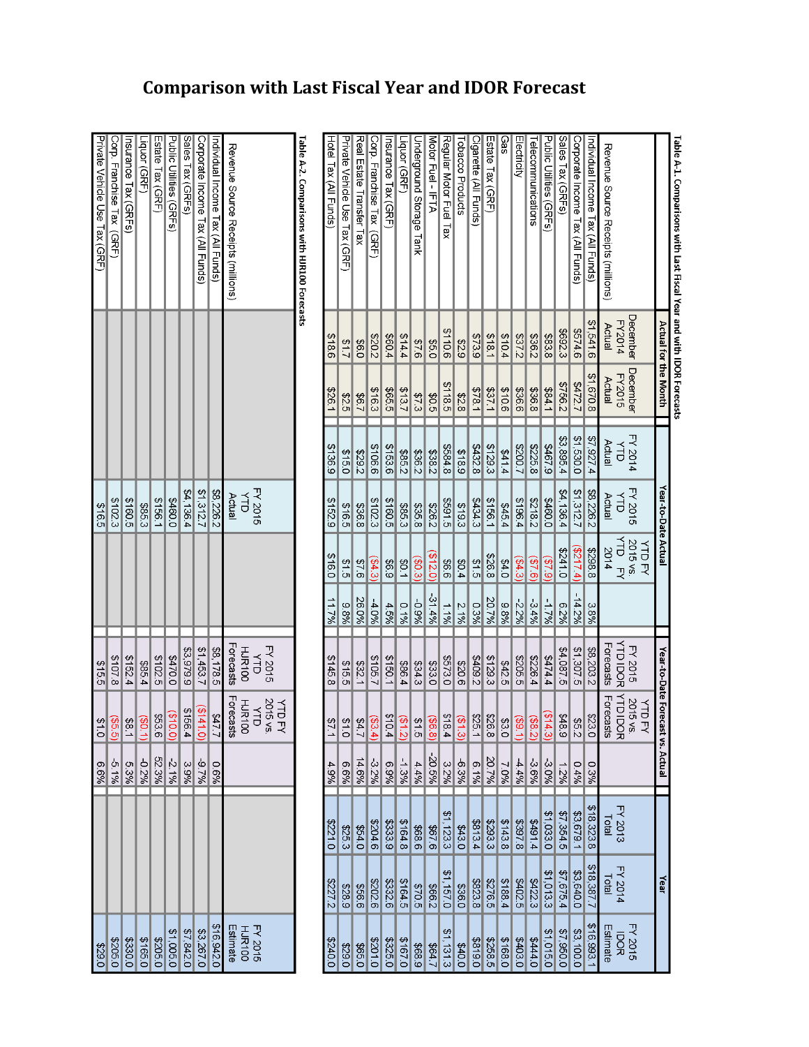# Comparison with Last Fiscal Year and IDOR Forecast

**Table A-1. Comparisons with Last Fiscal Year and with IDOR Forecasts**

| Revenue Source Receipts (millions) | Actual for the Month | | Year-to-Date Actual | | | | Year-to-Date Forecast vs. Actual | | | Year | | |
|---|---|---|---|---|---|---|---|---|---|---|---|---|
| | December FY2014 Actual | December FY2015 Actual | FY 2014 YTD Actual | FY 2015 YTD Actual | YTD FY 2015 vs. YTD FY 2014 | | FY 2015 YTD IDOR Forecasts | YTD FY 2015 vs. YTD IDOR Forecasts | | FY 2013 Total | FY 2014 Total | FY 2015 IDOR Estimate |
| Individual Income Tax (All Funds) | $1,541.6 | $1,670.8 | $7,927.4 | $8,226.2 | $298.8 | 3.8% | $8,203.2 | $23.0 | 0.3% | $18,323.8 | $18,387.7 | $16,993.1 |
| Corporate Income Tax (All Funds) | $574.6 | $472.7 | $1,530.0 | $1,312.7 | ($217.4) | -14.2% | $1,307.5 | $5.2 | 0.4% | $3,679.1 | $3,640.0 | $3,100.0 |
| Sales Tax (GRFs) | $692.3 | $756.2 | $3,895.4 | $4,136.4 | $241.0 | 6.2% | $4,087.5 | $48.9 | 1.2% | $7,354.5 | $7,675.4 | $7,950.0 |
| Public Utilities (GRFs) | $83.8 | $84.1 | $467.9 | $460.0 | ($7.9) | -1.7% | $474.4 | ($14.3) | -3.0% | $1,033.0 | $1,013.3 | $1,015.0 |
| Telecommunications | $36.2 | $36.8 | $225.8 | $218.2 | ($7.6) | -3.4% | $226.4 | ($8.2) | -3.6% | $491.4 | $422.3 | $444.0 |
| Electricity | $37.2 | $36.6 | $200.7 | $196.4 | ($4.3) | -2.2% | $205.5 | ($9.1) | -4.4% | $397.8 | $402.5 | $403.0 |
| Gas | $10.4 | $10.6 | $41.4 | $45.4 | $4.0 | 9.8% | $42.5 | $3.0 | 7.0% | $143.8 | $188.4 | $168.0 |
| Estate Tax (GRF) | $18.1 | $37.1 | $129.3 | $156.1 | $26.8 | 20.7% | $129.3 | $26.8 | 20.7% | $293.3 | $276.5 | $258.5 |
| Cigarette (All Funds) | $73.9 | $78.1 | $432.8 | $434.3 | $1.5 | 0.3% | $409.2 | $25.1 | 6.1% | $813.4 | $823.8 | $819.0 |
| Tobacco Products | $2.9 | $2.8 | $18.9 | $19.3 | $0.4 | 2.1% | $20.6 | ($1.3) | -6.3% | $43.0 | $36.0 | $40.0 |
| Regular Motor Fuel Tax | $110.6 | $118.5 | $584.8 | $591.5 | $6.6 | 1.1% | $573.0 | $18.4 | 3.2% | $1,123.3 | $1,157.0 | $1,131.3 |
| Motor Fuel - IFTA | $5.0 | $0.5 | $38.2 | $26.2 | ($12.0) | -31.4% | $33.0 | ($6.8) | -20.5% | $67.6 | $66.2 | $64.7 |
| Underground Storage Tank | $7.6 | $7.3 | $36.2 | $35.8 | ($0.3) | -0.9% | $34.3 | $1.5 | 4.4% | $68.6 | $70.5 | $68.9 |
| Liquor (GRF) | $14.4 | $13.7 | $85.2 | $85.3 | $0.1 | 0.1% | $86.4 | ($1.2) | -1.3% | $164.8 | $164.5 | $167.0 |
| Insurance Tax (GRF) | $60.4 | $65.5 | $153.6 | $160.5 | $6.9 | 4.5% | $150.1 | $10.4 | 6.9% | $333.9 | $332.6 | $325.0 |
| Corp. Franchise Tax (GRF) | $20.2 | $16.3 | $106.6 | $102.3 | ($4.3) | -4.0% | $105.7 | ($3.4) | -3.2% | $204.6 | $202.6 | $201.0 |
| Real Estate Transfer Tax | $6.0 | $6.7 | $29.2 | $36.8 | $7.6 | 26.0% | $32.1 | $4.7 | 14.6% | $54.0 | $56.6 | $65.0 |
| Private Vehicle Use Tax (GRF) | $1.7 | $2.5 | $15.0 | $16.5 | $1.5 | 9.8% | $15.5 | $1.0 | 6.6% | $25.3 | $28.9 | $25.0 |
| Hotel Tax (All Funds) | $18.6 | $26.1 | $136.9 | $152.9 | $16.0 | 11.7% | $145.8 | $7.1 | 4.9% | $221.0 | $227.2 | $240.0 |

**Table A-2. Comparisons with HJR100 Forecasts**

| Revenue Source Receipts (millions) | FY 2015 YTD Actual | FY 2015 YTD HJR100 Forecasts | YTD FY 2015 vs. YTD HJR100 Forecasts | | FY 2015 HJR100 Estimate |
|---|---|---|---|---|---|
| Individual Income Tax (All Funds) | $8,226.2 | $8,178.5 | $47.7 | 0.6% | $16,942.0 |
| Corporate Income Tax (All Funds) | $1,312.7 | $1,453.7 | ($141.0) | -9.7% | $3,267.0 |
| Sales Tax (GRFs) | $4,136.4 | $3,979.9 | $156.4 | 3.9% | $7,842.0 |
| Public Utilities (GRFs) | $460.0 | $470.0 | ($10.0) | -2.1% | $1,005.0 |
| Estate Tax (GRF) | $156.1 | $102.5 | $53.6 | 52.3% | $205.0 |
| Liquor (GRF) | $85.3 | $85.4 | ($0.1) | -0.2% | $165.0 |
| Insurance Tax (GRFs) | $160.5 | $152.4 | $8.1 | 5.3% | $330.0 |
| Corp. Franchise Tax (GRF) | $102.3 | $107.8 | ($5.5) | -5.1% | $205.0 |
| Private Vehicle Use Tax (GRF) | $16.5 | $15.5 | $1.0 | 6.6% | $29.0 |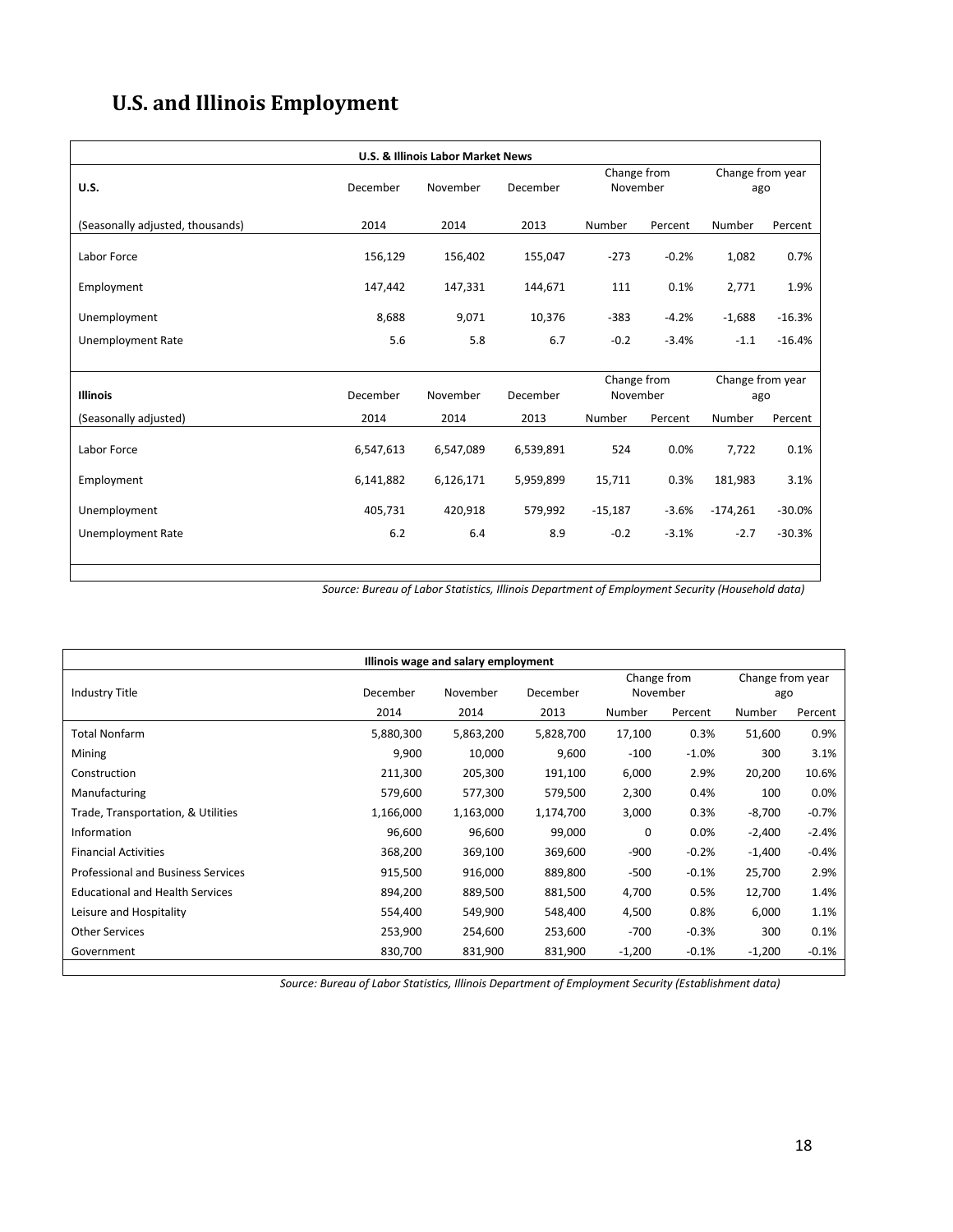# U.S. and Illinois Employment

**U.S. & Illinois Labor Market News**

| **U.S.** | December | November | December | Change from November | | Change from year ago | |
|---|---|---|---|---|---|---|---|
| (Seasonally adjusted, thousands) | 2014 | 2014 | 2013 | Number | Percent | Number | Percent |
| Labor Force | 156,129 | 156,402 | 155,047 | -273 | -0.2% | 1,082 | 0.7% |
| Employment | 147,442 | 147,331 | 144,671 | 111 | 0.1% | 2,771 | 1.9% |
| Unemployment | 8,688 | 9,071 | 10,376 | -383 | -4.2% | -1,688 | -16.3% |
| Unemployment Rate | 5.6 | 5.8 | 6.7 | -0.2 | -3.4% | -1.1 | -16.4% |

| **Illinois** | December | November | December | Change from November | | Change from year ago | |
|---|---|---|---|---|---|---|---|
| (Seasonally adjusted) | 2014 | 2014 | 2013 | Number | Percent | Number | Percent |
| Labor Force | 6,547,613 | 6,547,089 | 6,539,891 | 524 | 0.0% | 7,722 | 0.1% |
| Employment | 6,141,882 | 6,126,171 | 5,959,899 | 15,711 | 0.3% | 181,983 | 3.1% |
| Unemployment | 405,731 | 420,918 | 579,992 | -15,187 | -3.6% | -174,261 | -30.0% |
| Unemployment Rate | 6.2 | 6.4 | 8.9 | -0.2 | -3.1% | -2.7 | -30.3% |

*Source: Bureau of Labor Statistics, Illinois Department of Employment Security (Household data)*

**Illinois wage and salary employment**

| Industry Title | December | November | December | Change from November | | Change from year ago | |
|---|---|---|---|---|---|---|---|
| | 2014 | 2014 | 2013 | Number | Percent | Number | Percent |
| Total Nonfarm | 5,880,300 | 5,863,200 | 5,828,700 | 17,100 | 0.3% | 51,600 | 0.9% |
| Mining | 9,900 | 10,000 | 9,600 | -100 | -1.0% | 300 | 3.1% |
| Construction | 211,300 | 205,300 | 191,100 | 6,000 | 2.9% | 20,200 | 10.6% |
| Manufacturing | 579,600 | 577,300 | 579,500 | 2,300 | 0.4% | 100 | 0.0% |
| Trade, Transportation, & Utilities | 1,166,000 | 1,163,000 | 1,174,700 | 3,000 | 0.3% | -8,700 | -0.7% |
| Information | 96,600 | 96,600 | 99,000 | 0 | 0.0% | -2,400 | -2.4% |
| Financial Activities | 368,200 | 369,100 | 369,600 | -900 | -0.2% | -1,400 | -0.4% |
| Professional and Business Services | 915,500 | 916,000 | 889,800 | -500 | -0.1% | 25,700 | 2.9% |
| Educational and Health Services | 894,200 | 889,500 | 881,500 | 4,700 | 0.5% | 12,700 | 1.4% |
| Leisure and Hospitality | 554,400 | 549,900 | 548,400 | 4,500 | 0.8% | 6,000 | 1.1% |
| Other Services | 253,900 | 254,600 | 253,600 | -700 | -0.3% | 300 | 0.1% |
| Government | 830,700 | 831,900 | 831,900 | -1,200 | -0.1% | -1,200 | -0.1% |

*Source: Bureau of Labor Statistics, Illinois Department of Employment Security (Establishment data)*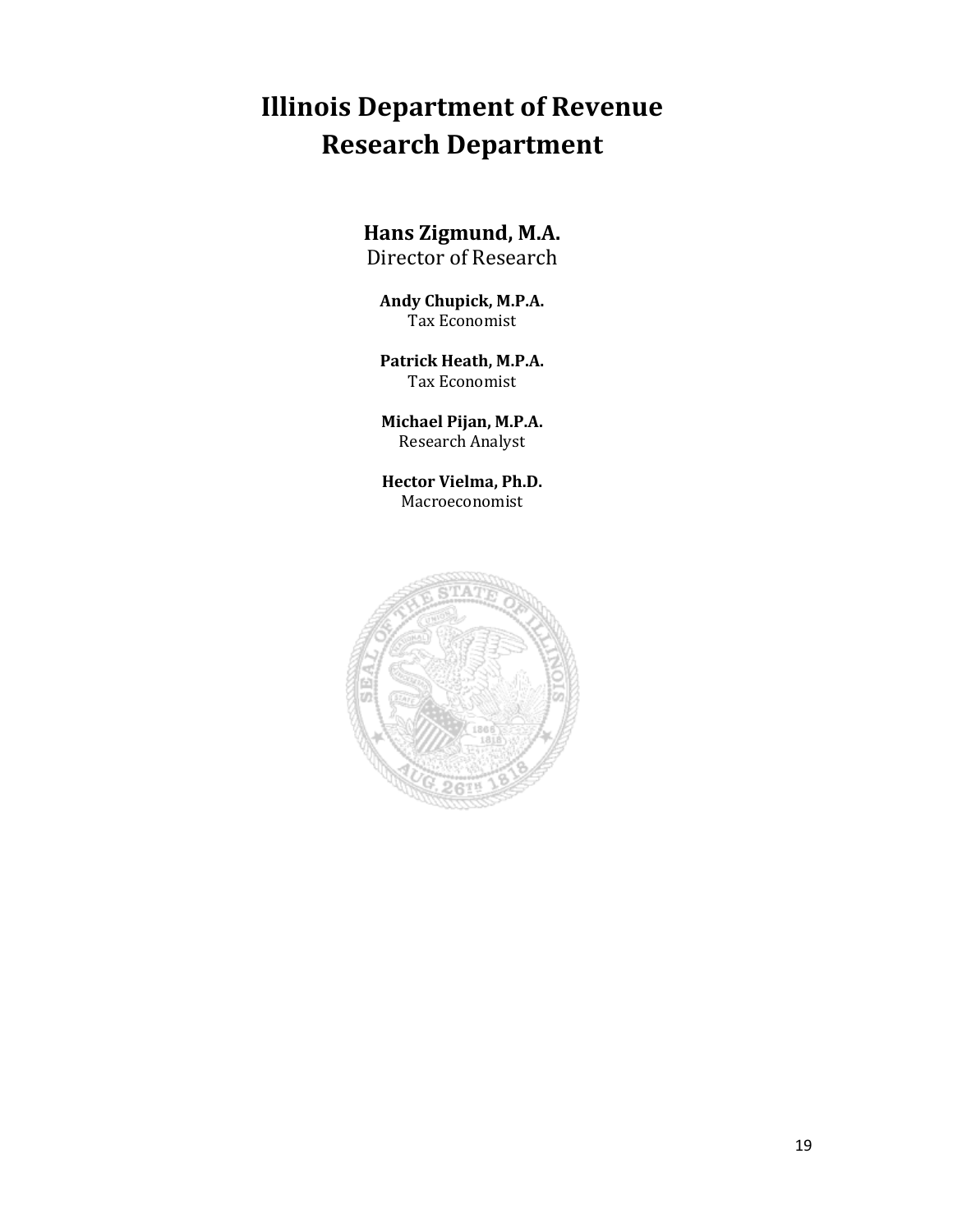# Illinois Department of Revenue
# Research Department

**Hans Zigmund, M.A.**
Director of Research

**Andy Chupick, M.P.A.**
Tax Economist

**Patrick Heath, M.P.A.**
Tax Economist

**Michael Pijan, M.P.A.**
Research Analyst

**Hector Vielma, Ph.D.**
Macroeconomist